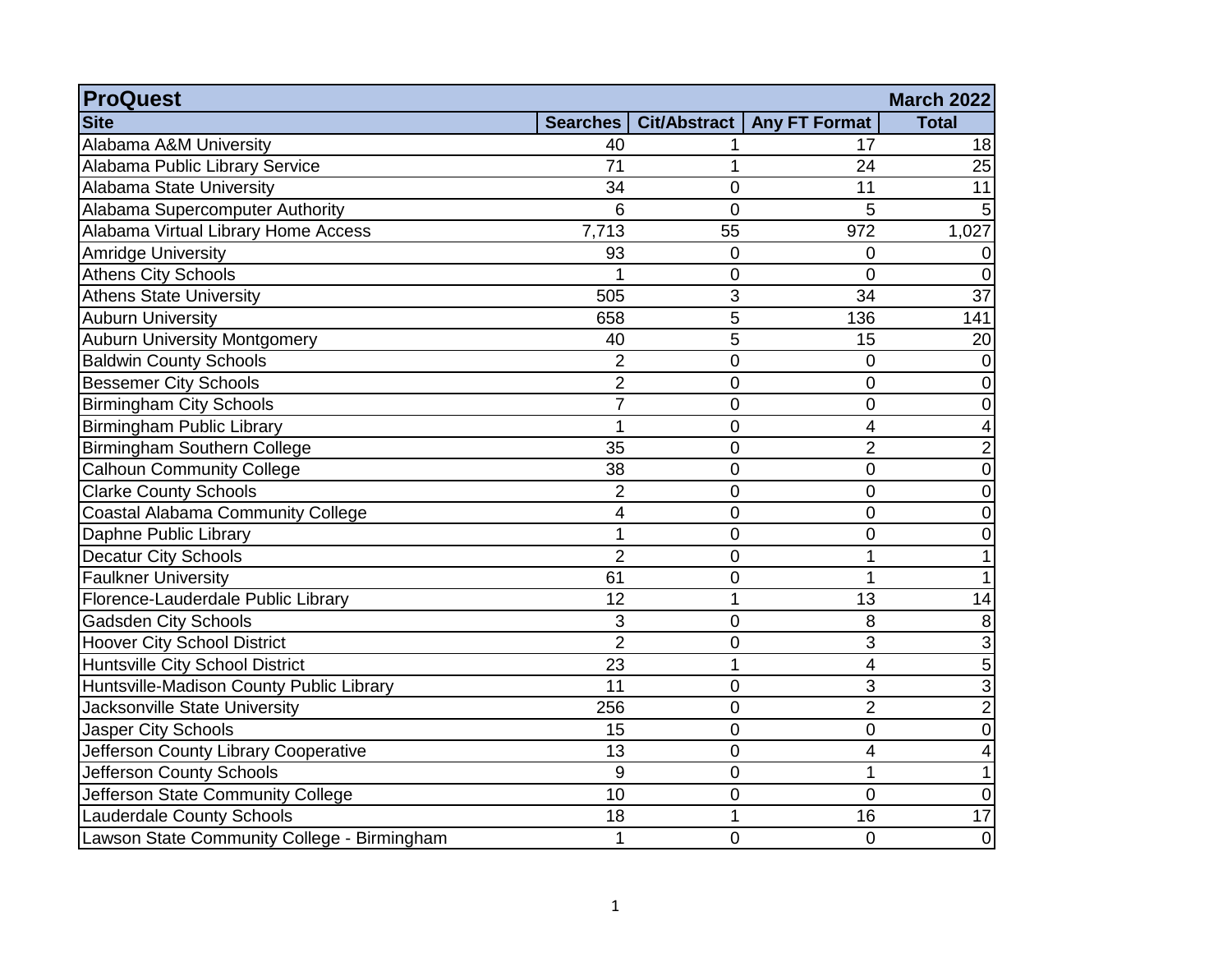| ProQuest | | | | March 2022 |
|---|---|---|---|---|
| **Site** | **Searches** | **Cit/Abstract** | **Any FT Format** | **Total** |
| Alabama A&M University | 40 | 1 | 17 | 18 |
| Alabama Public Library Service | 71 | 1 | 24 | 25 |
| Alabama State University | 34 | 0 | 11 | 11 |
| Alabama Supercomputer Authority | 6 | 0 | 5 | 5 |
| Alabama Virtual Library Home Access | 7,713 | 55 | 972 | 1,027 |
| Amridge University | 93 | 0 | 0 | 0 |
| Athens City Schools | 1 | 0 | 0 | 0 |
| Athens State University | 505 | 3 | 34 | 37 |
| Auburn University | 658 | 5 | 136 | 141 |
| Auburn University Montgomery | 40 | 5 | 15 | 20 |
| Baldwin County Schools | 2 | 0 | 0 | 0 |
| Bessemer City Schools | 2 | 0 | 0 | 0 |
| Birmingham City Schools | 7 | 0 | 0 | 0 |
| Birmingham Public Library | 1 | 0 | 4 | 4 |
| Birmingham Southern College | 35 | 0 | 2 | 2 |
| Calhoun Community College | 38 | 0 | 0 | 0 |
| Clarke County Schools | 2 | 0 | 0 | 0 |
| Coastal Alabama Community College | 4 | 0 | 0 | 0 |
| Daphne Public Library | 1 | 0 | 0 | 0 |
| Decatur City Schools | 2 | 0 | 1 | 1 |
| Faulkner University | 61 | 0 | 1 | 1 |
| Florence-Lauderdale Public Library | 12 | 1 | 13 | 14 |
| Gadsden City Schools | 3 | 0 | 8 | 8 |
| Hoover City School District | 2 | 0 | 3 | 3 |
| Huntsville City School District | 23 | 1 | 4 | 5 |
| Huntsville-Madison County Public Library | 11 | 0 | 3 | 3 |
| Jacksonville State University | 256 | 0 | 2 | 2 |
| Jasper City Schools | 15 | 0 | 0 | 0 |
| Jefferson County Library Cooperative | 13 | 0 | 4 | 4 |
| Jefferson County Schools | 9 | 0 | 1 | 1 |
| Jefferson State Community College | 10 | 0 | 0 | 0 |
| Lauderdale County Schools | 18 | 1 | 16 | 17 |
| Lawson State Community College - Birmingham | 1 | 0 | 0 | 0 |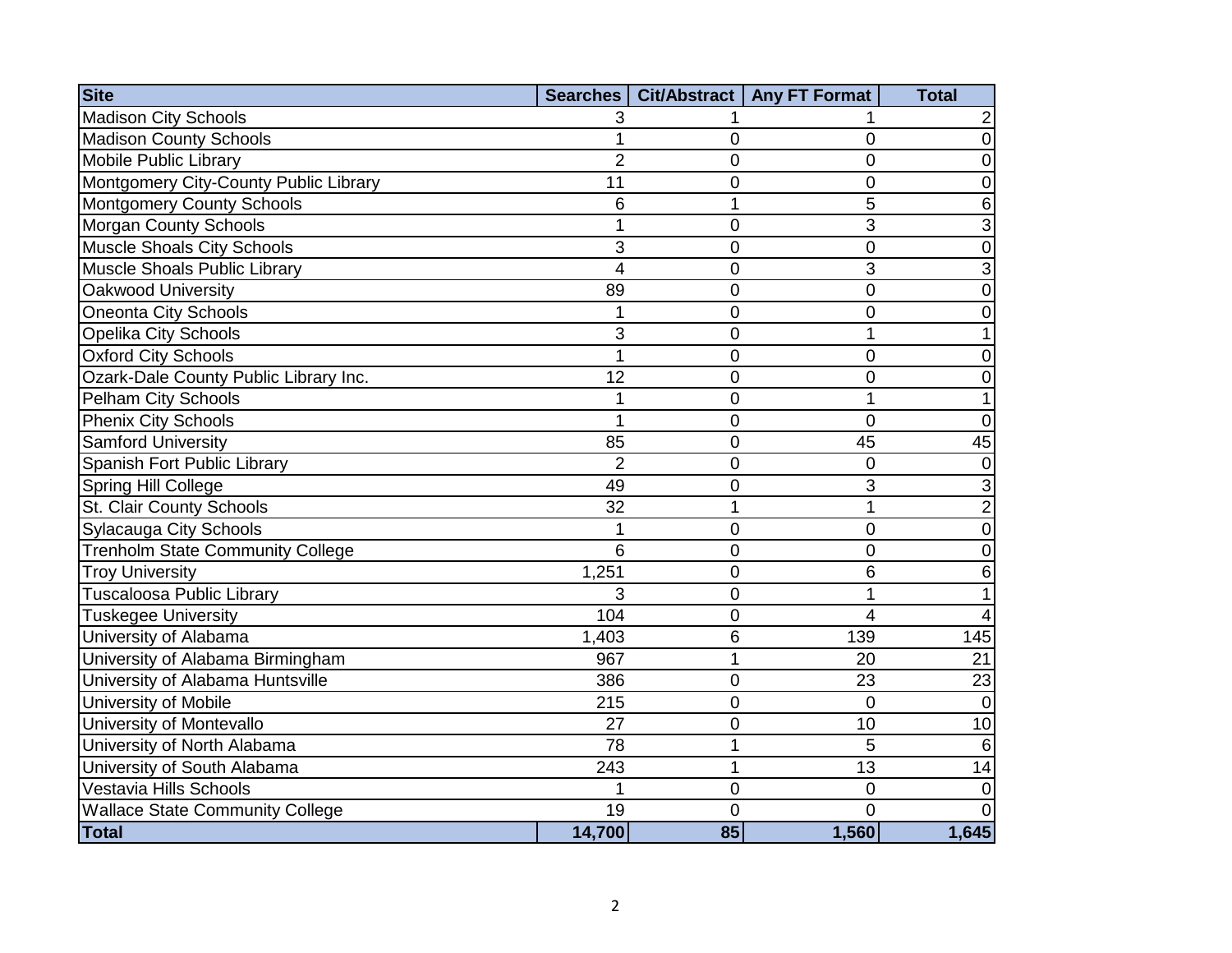| Site | Searches | Cit/Abstract | Any FT Format | Total |
|---|---|---|---|---|
| Madison City Schools | 3 | 1 | 1 | 2 |
| Madison County Schools | 1 | 0 | 0 | 0 |
| Mobile Public Library | 2 | 0 | 0 | 0 |
| Montgomery City-County Public Library | 11 | 0 | 0 | 0 |
| Montgomery County Schools | 6 | 1 | 5 | 6 |
| Morgan County Schools | 1 | 0 | 3 | 3 |
| Muscle Shoals City Schools | 3 | 0 | 0 | 0 |
| Muscle Shoals Public Library | 4 | 0 | 3 | 3 |
| Oakwood University | 89 | 0 | 0 | 0 |
| Oneonta City Schools | 1 | 0 | 0 | 0 |
| Opelika City Schools | 3 | 0 | 1 | 1 |
| Oxford City Schools | 1 | 0 | 0 | 0 |
| Ozark-Dale County Public Library Inc. | 12 | 0 | 0 | 0 |
| Pelham City Schools | 1 | 0 | 1 | 1 |
| Phenix City Schools | 1 | 0 | 0 | 0 |
| Samford University | 85 | 0 | 45 | 45 |
| Spanish Fort Public Library | 2 | 0 | 0 | 0 |
| Spring Hill College | 49 | 0 | 3 | 3 |
| St. Clair County Schools | 32 | 1 | 1 | 2 |
| Sylacauga City Schools | 1 | 0 | 0 | 0 |
| Trenholm State Community College | 6 | 0 | 0 | 0 |
| Troy University | 1,251 | 0 | 6 | 6 |
| Tuscaloosa Public Library | 3 | 0 | 1 | 1 |
| Tuskegee University | 104 | 0 | 4 | 4 |
| University of Alabama | 1,403 | 6 | 139 | 145 |
| University of Alabama Birmingham | 967 | 1 | 20 | 21 |
| University of Alabama Huntsville | 386 | 0 | 23 | 23 |
| University of Mobile | 215 | 0 | 0 | 0 |
| University of Montevallo | 27 | 0 | 10 | 10 |
| University of North Alabama | 78 | 1 | 5 | 6 |
| University of South Alabama | 243 | 1 | 13 | 14 |
| Vestavia Hills Schools | 1 | 0 | 0 | 0 |
| Wallace State Community College | 19 | 0 | 0 | 0 |
| **Total** | **14,700** | **85** | **1,560** | **1,645** |